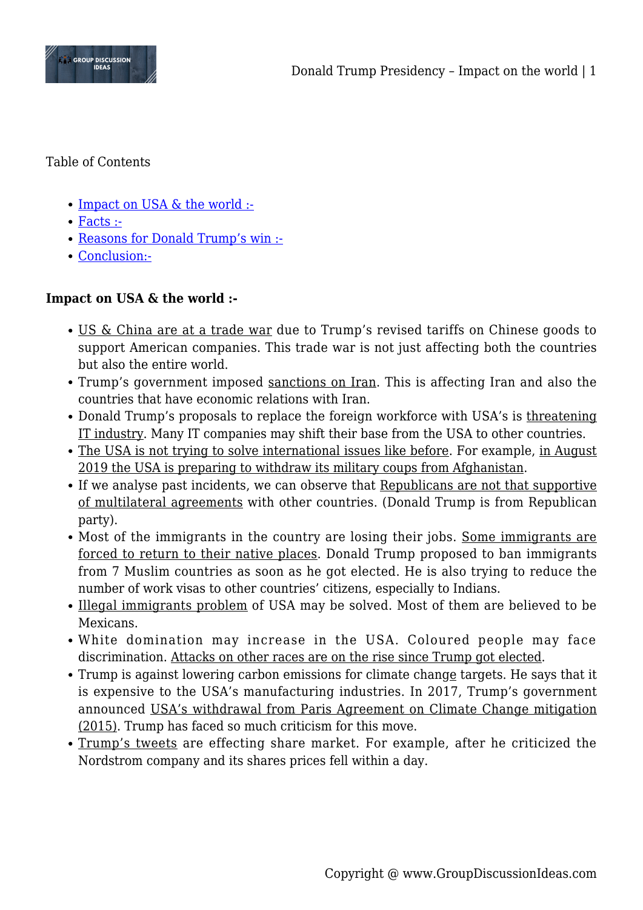Table of Contents

- Impact on USA & the world :-
- Facts :-
- Reasons for Donald Trump's win :-
- Conclusion:-

**Impact on USA & the world :-**

- US & China are at a trade war due to Trump's revised tariffs on Chinese goods to support American companies. This trade war is not just affecting both the countries but also the entire world.
- Trump's government imposed sanctions on Iran. This is affecting Iran and also the countries that have economic relations with Iran.
- Donald Trump's proposals to replace the foreign workforce with USA's is threatening IT industry. Many IT companies may shift their base from the USA to other countries.
- The USA is not trying to solve international issues like before. For example, in August 2019 the USA is preparing to withdraw its military coups from Afghanistan.
- If we analyse past incidents, we can observe that Republicans are not that supportive of multilateral agreements with other countries. (Donald Trump is from Republican party).
- Most of the immigrants in the country are losing their jobs. Some immigrants are forced to return to their native places. Donald Trump proposed to ban immigrants from 7 Muslim countries as soon as he got elected. He is also trying to reduce the number of work visas to other countries' citizens, especially to Indians.
- Illegal immigrants problem of USA may be solved. Most of them are believed to be Mexicans.
- White domination may increase in the USA. Coloured people may face discrimination. Attacks on other races are on the rise since Trump got elected.
- Trump is against lowering carbon emissions for climate change targets. He says that it is expensive to the USA's manufacturing industries. In 2017, Trump's government announced USA's withdrawal from Paris Agreement on Climate Change mitigation (2015). Trump has faced so much criticism for this move.
- Trump's tweets are effecting share market. For example, after he criticized the Nordstrom company and its shares prices fell within a day.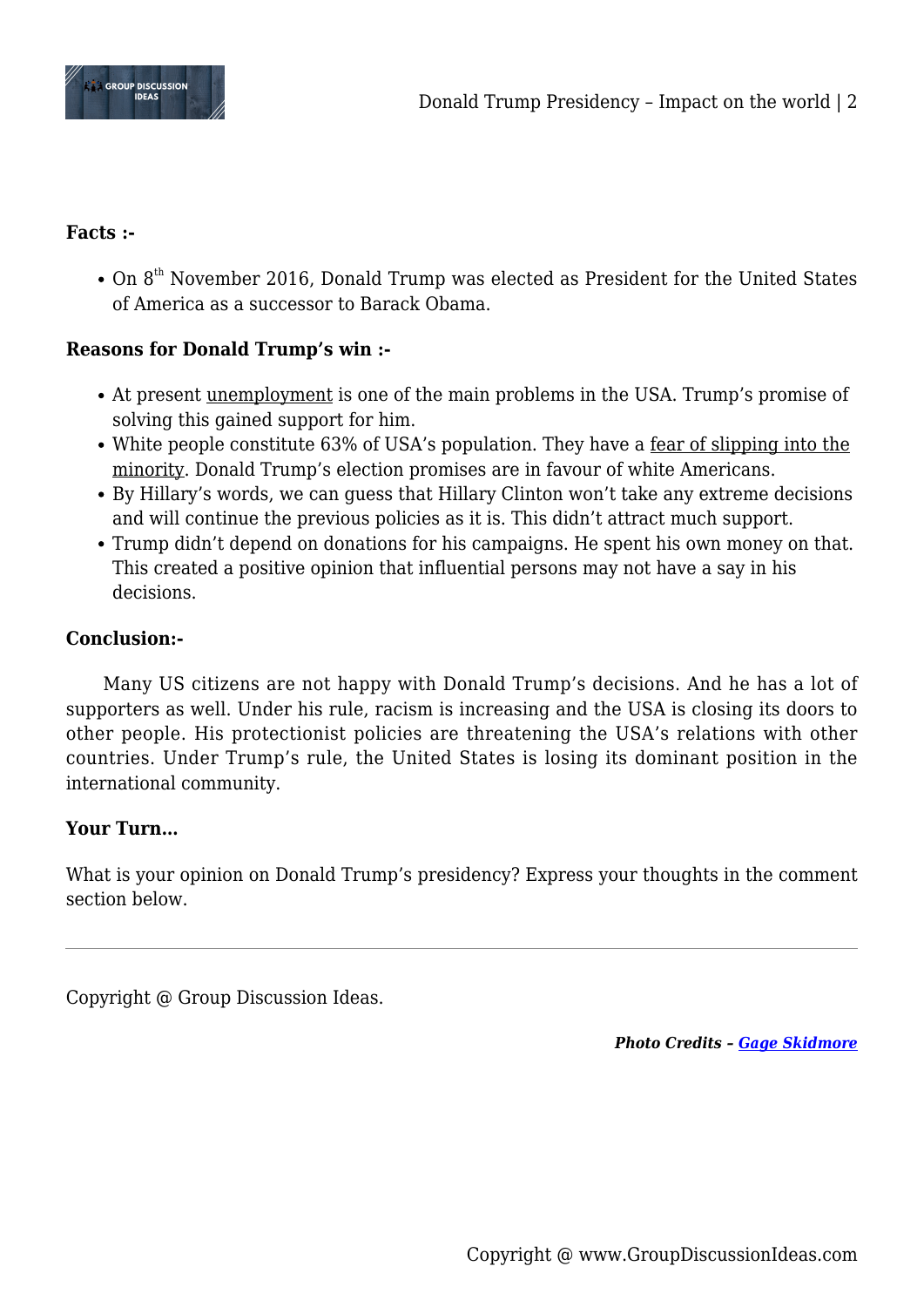**Facts :-**

- On 8th November 2016, Donald Trump was elected as President for the United States of America as a successor to Barack Obama.

**Reasons for Donald Trump's win :-**

- At present unemployment is one of the main problems in the USA. Trump's promise of solving this gained support for him.
- White people constitute 63% of USA's population. They have a fear of slipping into the minority. Donald Trump's election promises are in favour of white Americans.
- By Hillary's words, we can guess that Hillary Clinton won't take any extreme decisions and will continue the previous policies as it is. This didn't attract much support.
- Trump didn't depend on donations for his campaigns. He spent his own money on that. This created a positive opinion that influential persons may not have a say in his decisions.

**Conclusion:-**

Many US citizens are not happy with Donald Trump's decisions. And he has a lot of supporters as well. Under his rule, racism is increasing and the USA is closing its doors to other people. His protectionist policies are threatening the USA's relations with other countries. Under Trump's rule, the United States is losing its dominant position in the international community.

**Your Turn…**

What is your opinion on Donald Trump's presidency? Express your thoughts in the comment section below.

---

Copyright @ Group Discussion Ideas.

***Photo Credits – Gage Skidmore***